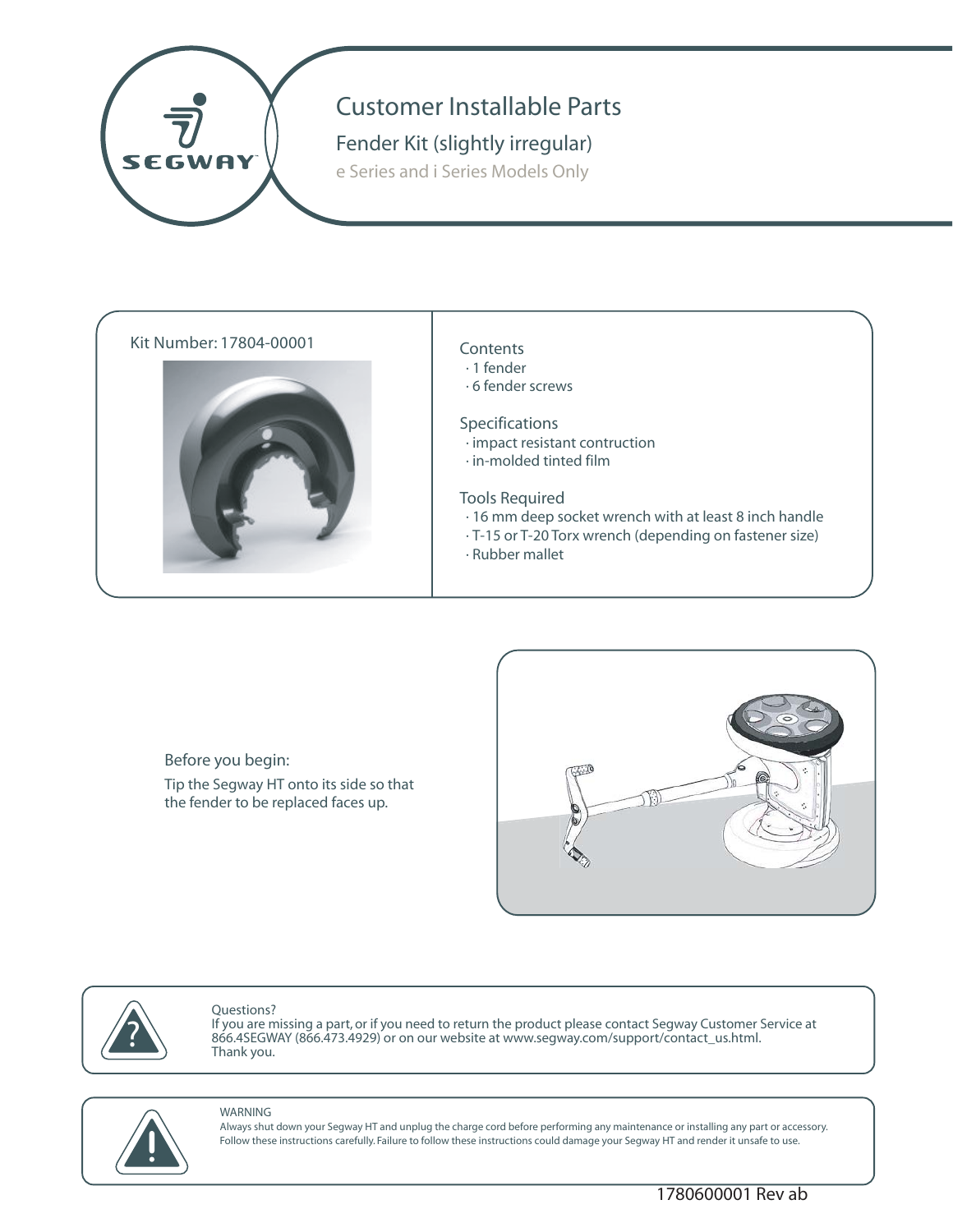# Customer Installable Parts

## Fender Kit (slightly irregular)

### e Series and i Series Models Only

Kit Number: 17804-00001

Contents
- 1 fender
- 6 fender screws

Specifications
- impact resistant contruction
- in-molded tinted film

Tools Required
- 16 mm deep socket wrench with at least 8 inch handle
- T-15 or T-20 Torx wrench (depending on fastener size)
- Rubber mallet

Before you begin:

Tip the Segway HT onto its side so that the fender to be replaced faces up.

Questions?
If you are missing a part, or if you need to return the product please contact Segway Customer Service at 866.4SEGWAY (866.473.4929) or on our website at www.segway.com/support/contact_us.html.
Thank you.

WARNING
Always shut down your Segway HT and unplug the charge cord before performing any maintenance or installing any part or accessory. Follow these instructions carefully. Failure to follow these instructions could damage your Segway HT and render it unsafe to use.

1780600001 Rev ab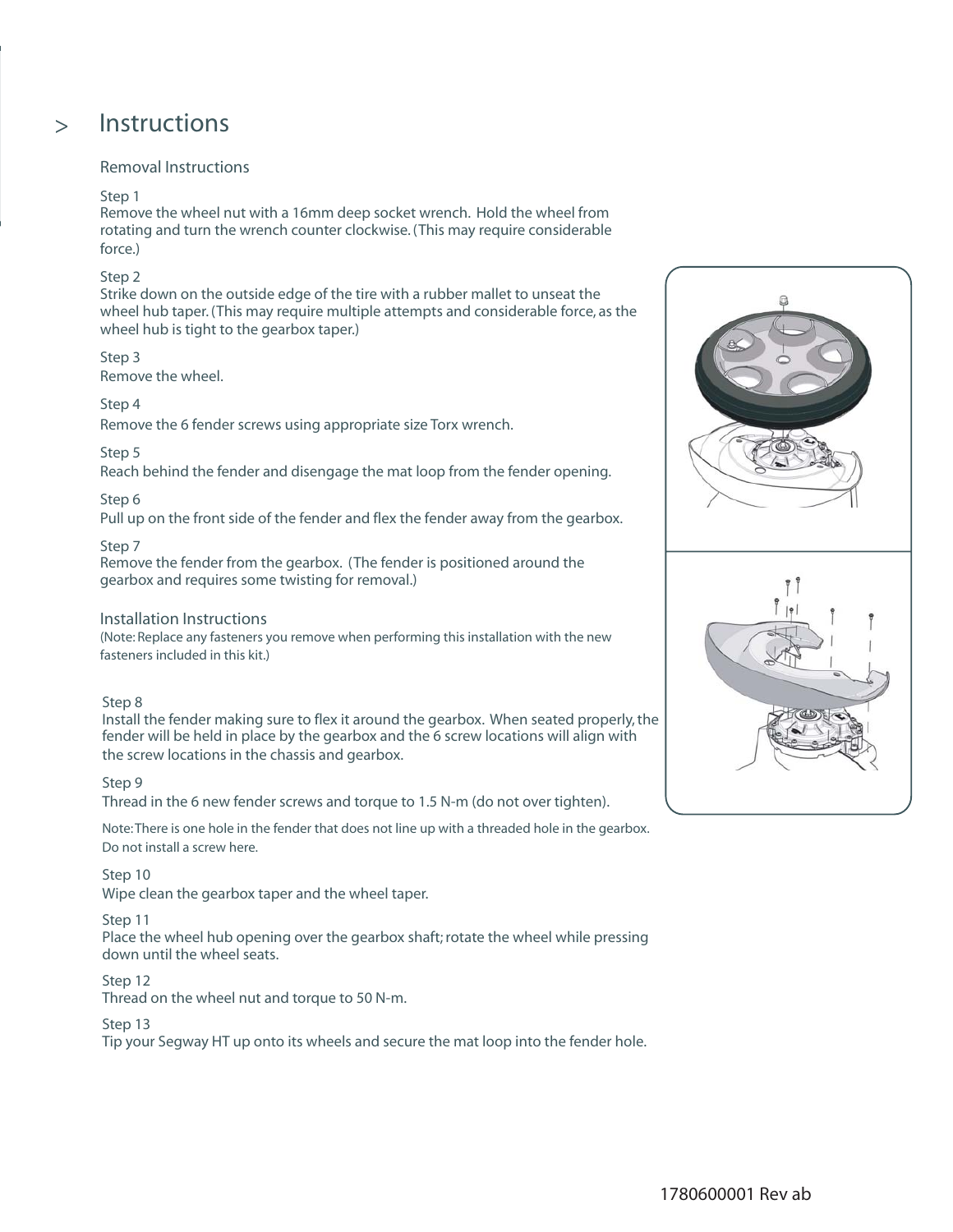# Instructions

## Removal Instructions

Step 1
Remove the wheel nut with a 16mm deep socket wrench. Hold the wheel from rotating and turn the wrench counter clockwise. (This may require considerable force.)

Step 2
Strike down on the outside edge of the tire with a rubber mallet to unseat the wheel hub taper. (This may require multiple attempts and considerable force, as the wheel hub is tight to the gearbox taper.)

Step 3
Remove the wheel.

Step 4
Remove the 6 fender screws using appropriate size Torx wrench.

Step 5
Reach behind the fender and disengage the mat loop from the fender opening.

Step 6
Pull up on the front side of the fender and flex the fender away from the gearbox.

Step 7
Remove the fender from the gearbox. (The fender is positioned around the gearbox and requires some twisting for removal.)

## Installation Instructions

(Note: Replace any fasteners you remove when performing this installation with the new fasteners included in this kit.)

Step 8
Install the fender making sure to flex it around the gearbox. When seated properly, the fender will be held in place by the gearbox and the 6 screw locations will align with the screw locations in the chassis and gearbox.

Step 9
Thread in the 6 new fender screws and torque to 1.5 N-m (do not over tighten).

Note: There is one hole in the fender that does not line up with a threaded hole in the gearbox. Do not install a screw here.

Step 10
Wipe clean the gearbox taper and the wheel taper.

Step 11
Place the wheel hub opening over the gearbox shaft; rotate the wheel while pressing down until the wheel seats.

Step 12
Thread on the wheel nut and torque to 50 N-m.

Step 13
Tip your Segway HT up onto its wheels and secure the mat loop into the fender hole.

1780600001 Rev ab